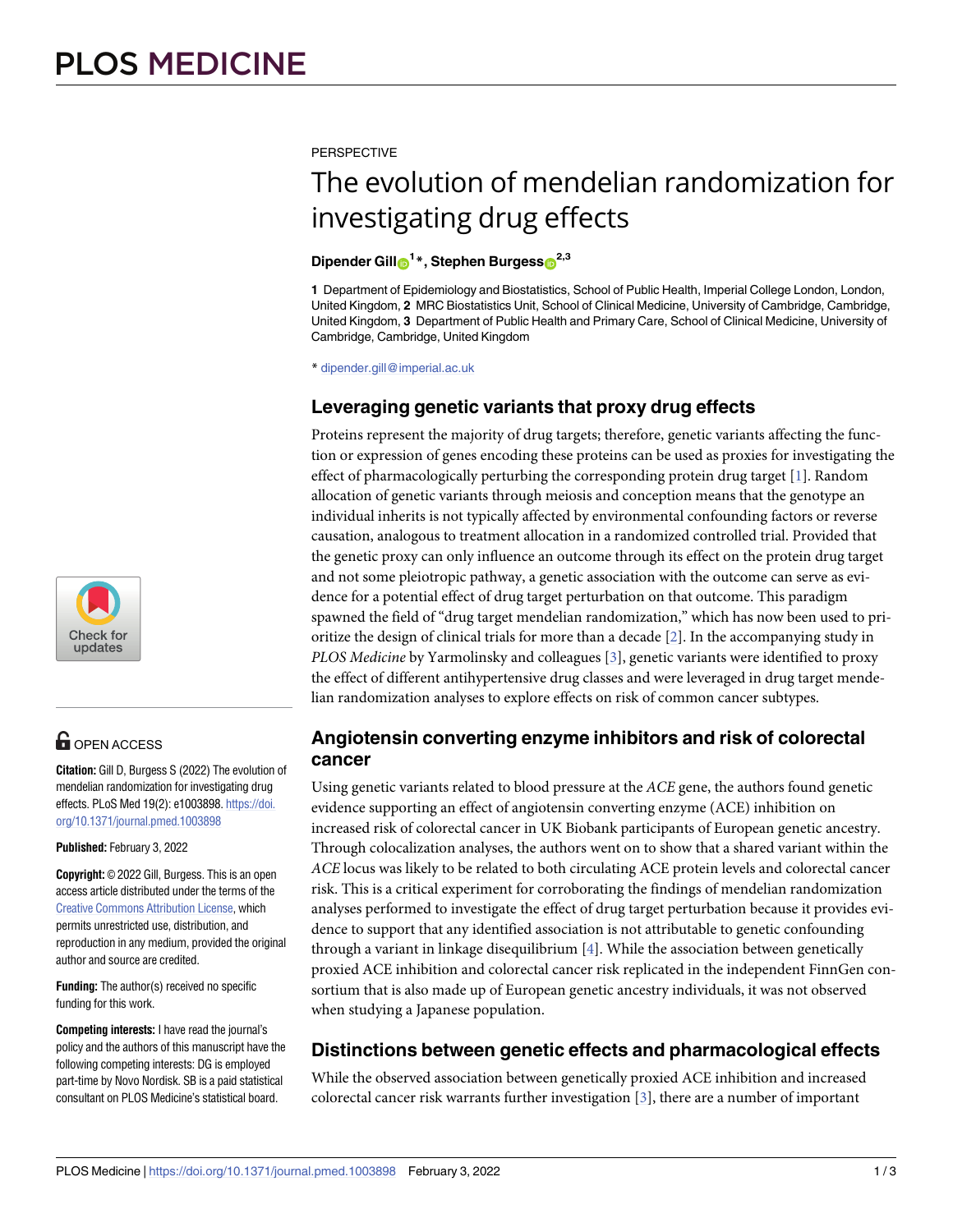PERSPECTIVE

# The evolution of mendelian randomization for investigating drug effects

**Dipender Gill[1]*, Stephen Burgess[2,3]**

**1** Department of Epidemiology and Biostatistics, School of Public Health, Imperial College London, London, United Kingdom, **2** MRC Biostatistics Unit, School of Clinical Medicine, University of Cambridge, Cambridge, United Kingdom, **3** Department of Public Health and Primary Care, School of Clinical Medicine, University of Cambridge, Cambridge, United Kingdom

* dipender.gill@imperial.ac.uk

OPEN ACCESS

**Citation:** Gill D, Burgess S (2022) The evolution of mendelian randomization for investigating drug effects. PLoS Med 19(2): e1003898. https://doi.org/10.1371/journal.pmed.1003898

**Published:** February 3, 2022

**Copyright:** © 2022 Gill, Burgess. This is an open access article distributed under the terms of the Creative Commons Attribution License, which permits unrestricted use, distribution, and reproduction in any medium, provided the original author and source are credited.

**Funding:** The author(s) received no specific funding for this work.

**Competing interests:** I have read the journal's policy and the authors of this manuscript have the following competing interests: DG is employed part-time by Novo Nordisk. SB is a paid statistical consultant on PLOS Medicine's statistical board.

## Leveraging genetic variants that proxy drug effects

Proteins represent the majority of drug targets; therefore, genetic variants affecting the function or expression of genes encoding these proteins can be used as proxies for investigating the effect of pharmacologically perturbing the corresponding protein drug target [1]. Random allocation of genetic variants through meiosis and conception means that the genotype an individual inherits is not typically affected by environmental confounding factors or reverse causation, analogous to treatment allocation in a randomized controlled trial. Provided that the genetic proxy can only influence an outcome through its effect on the protein drug target and not some pleiotropic pathway, a genetic association with the outcome can serve as evidence for a potential effect of drug target perturbation on that outcome. This paradigm spawned the field of "drug target mendelian randomization," which has now been used to prioritize the design of clinical trials for more than a decade [2]. In the accompanying study in *PLOS Medicine* by Yarmolinsky and colleagues [3], genetic variants were identified to proxy the effect of different antihypertensive drug classes and were leveraged in drug target mendelian randomization analyses to explore effects on risk of common cancer subtypes.

## Angiotensin converting enzyme inhibitors and risk of colorectal cancer

Using genetic variants related to blood pressure at the *ACE* gene, the authors found genetic evidence supporting an effect of angiotensin converting enzyme (ACE) inhibition on increased risk of colorectal cancer in UK Biobank participants of European genetic ancestry. Through colocalization analyses, the authors went on to show that a shared variant within the *ACE* locus was likely to be related to both circulating ACE protein levels and colorectal cancer risk. This is a critical experiment for corroborating the findings of mendelian randomization analyses performed to investigate the effect of drug target perturbation because it provides evidence to support that any identified association is not attributable to genetic confounding through a variant in linkage disequilibrium [4]. While the association between genetically proxied ACE inhibition and colorectal cancer risk replicated in the independent FinnGen consortium that is also made up of European genetic ancestry individuals, it was not observed when studying a Japanese population.

## Distinctions between genetic effects and pharmacological effects

While the observed association between genetically proxied ACE inhibition and increased colorectal cancer risk warrants further investigation [3], there are a number of important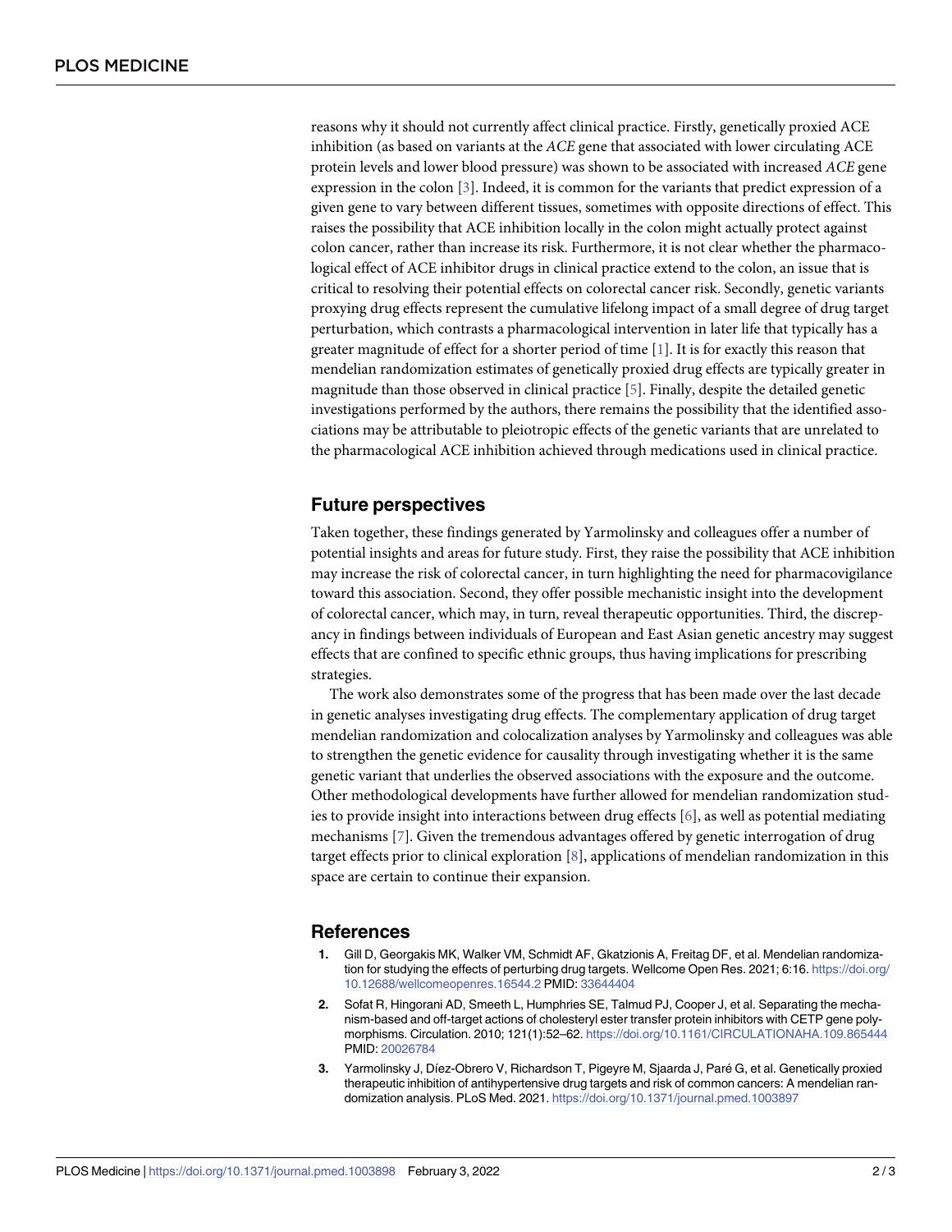reasons why it should not currently affect clinical practice. Firstly, genetically proxied ACE inhibition (as based on variants at the *ACE* gene that associated with lower circulating ACE protein levels and lower blood pressure) was shown to be associated with increased *ACE* gene expression in the colon [3]. Indeed, it is common for the variants that predict expression of a given gene to vary between different tissues, sometimes with opposite directions of effect. This raises the possibility that ACE inhibition locally in the colon might actually protect against colon cancer, rather than increase its risk. Furthermore, it is not clear whether the pharmacological effect of ACE inhibitor drugs in clinical practice extend to the colon, an issue that is critical to resolving their potential effects on colorectal cancer risk. Secondly, genetic variants proxying drug effects represent the cumulative lifelong impact of a small degree of drug target perturbation, which contrasts a pharmacological intervention in later life that typically has a greater magnitude of effect for a shorter period of time [1]. It is for exactly this reason that mendelian randomization estimates of genetically proxied drug effects are typically greater in magnitude than those observed in clinical practice [5]. Finally, despite the detailed genetic investigations performed by the authors, there remains the possibility that the identified associations may be attributable to pleiotropic effects of the genetic variants that are unrelated to the pharmacological ACE inhibition achieved through medications used in clinical practice.

## Future perspectives

Taken together, these findings generated by Yarmolinsky and colleagues offer a number of potential insights and areas for future study. First, they raise the possibility that ACE inhibition may increase the risk of colorectal cancer, in turn highlighting the need for pharmacovigilance toward this association. Second, they offer possible mechanistic insight into the development of colorectal cancer, which may, in turn, reveal therapeutic opportunities. Third, the discrepancy in findings between individuals of European and East Asian genetic ancestry may suggest effects that are confined to specific ethnic groups, thus having implications for prescribing strategies.

The work also demonstrates some of the progress that has been made over the last decade in genetic analyses investigating drug effects. The complementary application of drug target mendelian randomization and colocalization analyses by Yarmolinsky and colleagues was able to strengthen the genetic evidence for causality through investigating whether it is the same genetic variant that underlies the observed associations with the exposure and the outcome. Other methodological developments have further allowed for mendelian randomization studies to provide insight into interactions between drug effects [6], as well as potential mediating mechanisms [7]. Given the tremendous advantages offered by genetic interrogation of drug target effects prior to clinical exploration [8], applications of mendelian randomization in this space are certain to continue their expansion.

## References

1. Gill D, Georgakis MK, Walker VM, Schmidt AF, Gkatzionis A, Freitag DF, et al. Mendelian randomization for studying the effects of perturbing drug targets. Wellcome Open Res. 2021; 6:16. https://doi.org/10.12688/wellcomeopenres.16544.2 PMID: 33644404
2. Sofat R, Hingorani AD, Smeeth L, Humphries SE, Talmud PJ, Cooper J, et al. Separating the mechanism-based and off-target actions of cholesteryl ester transfer protein inhibitors with CETP gene polymorphisms. Circulation. 2010; 121(1):52–62. https://doi.org/10.1161/CIRCULATIONAHA.109.865444 PMID: 20026784
3. Yarmolinsky J, Díez-Obrero V, Richardson T, Pigeyre M, Sjaarda J, Paré G, et al. Genetically proxied therapeutic inhibition of antihypertensive drug targets and risk of common cancers: A mendelian randomization analysis. PLoS Med. 2021. https://doi.org/10.1371/journal.pmed.1003897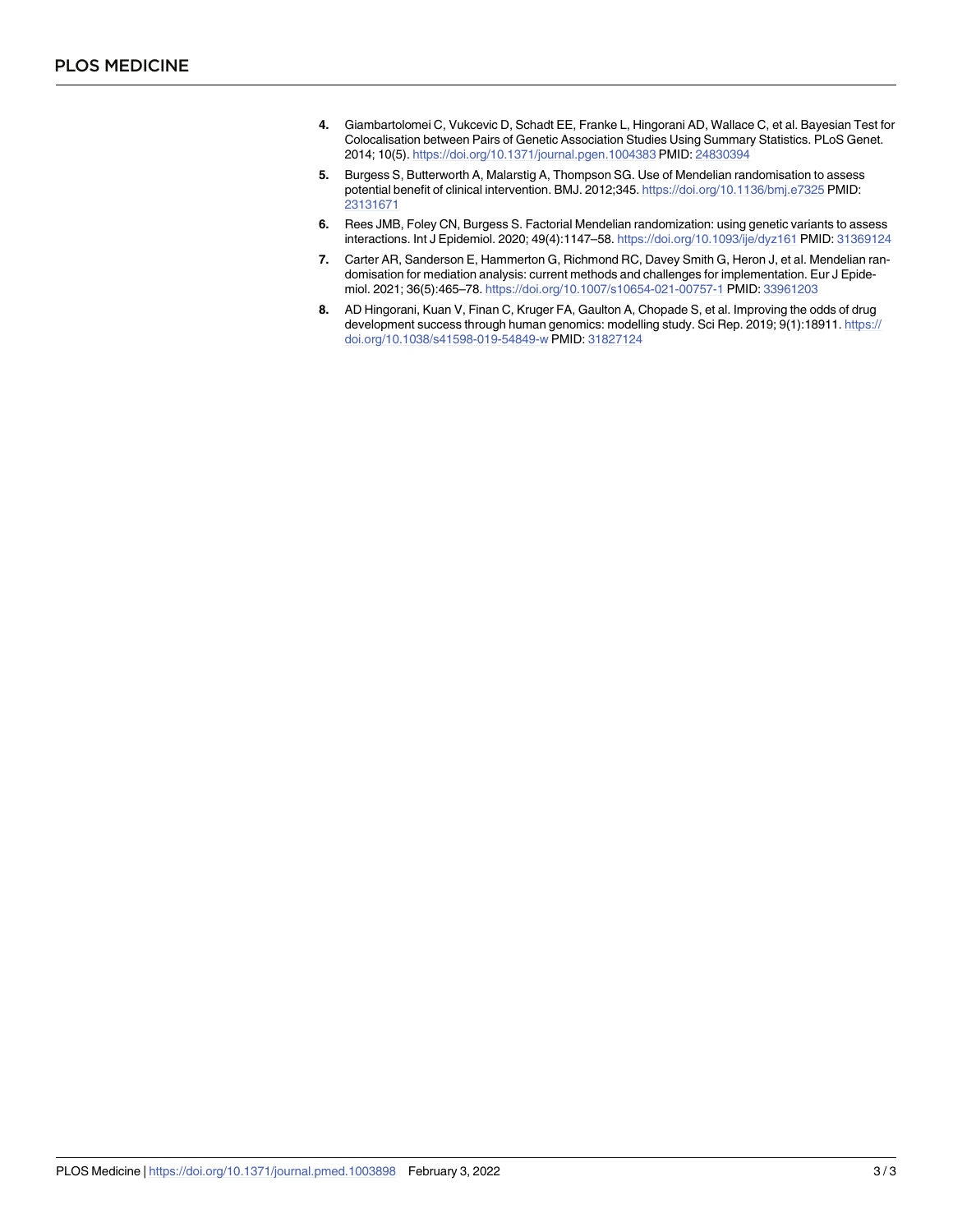4. Giambartolomei C, Vukcevic D, Schadt EE, Franke L, Hingorani AD, Wallace C, et al. Bayesian Test for Colocalisation between Pairs of Genetic Association Studies Using Summary Statistics. PLoS Genet. 2014; 10(5). https://doi.org/10.1371/journal.pgen.1004383 PMID: 24830394

5. Burgess S, Butterworth A, Malarstig A, Thompson SG. Use of Mendelian randomisation to assess potential benefit of clinical intervention. BMJ. 2012;345. https://doi.org/10.1136/bmj.e7325 PMID: 23131671

6. Rees JMB, Foley CN, Burgess S. Factorial Mendelian randomization: using genetic variants to assess interactions. Int J Epidemiol. 2020; 49(4):1147–58. https://doi.org/10.1093/ije/dyz161 PMID: 31369124

7. Carter AR, Sanderson E, Hammerton G, Richmond RC, Davey Smith G, Heron J, et al. Mendelian randomisation for mediation analysis: current methods and challenges for implementation. Eur J Epidemiol. 2021; 36(5):465–78. https://doi.org/10.1007/s10654-021-00757-1 PMID: 33961203

8. AD Hingorani, Kuan V, Finan C, Kruger FA, Gaulton A, Chopade S, et al. Improving the odds of drug development success through human genomics: modelling study. Sci Rep. 2019; 9(1):18911. https://doi.org/10.1038/s41598-019-54849-w PMID: 31827124